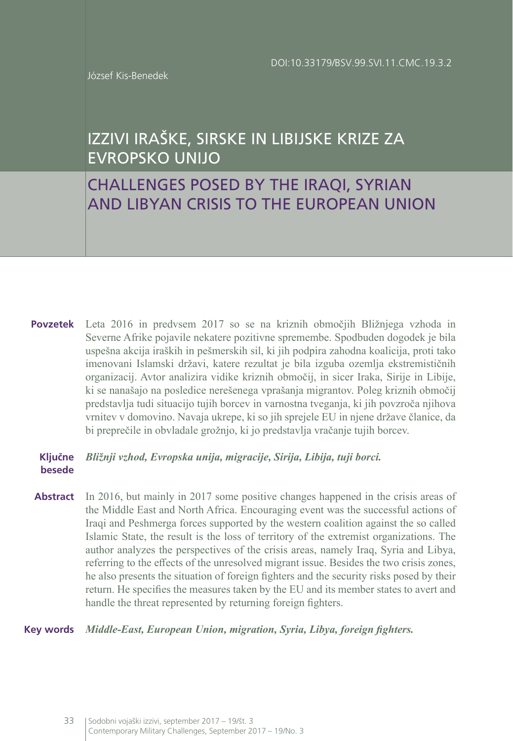DOI:10.33179/BSV.99.SVI.11.CMC.19.3.2

József Kis-Benedek

# IZZIVI IRAŠKE, SIRSKE IN LIBIJSKE KRIZE ZA EVROPSKO UNIJO

# CHALLENGES POSED BY THE IRAQI, SYRIAN AND LIBYAN CRISIS TO THE EUROPEAN UNION

**Povzetek** Leta 2016 in predvsem 2017 so se na kriznih območjih Bližnjega vzhoda in Severne Afrike pojavile nekatere pozitivne spremembe. Spodbuden dogodek je bila uspešna akcija iraških in pešmerskih sil, ki jih podpira zahodna koalicija, proti tako imenovani Islamski državi, katere rezultat je bila izguba ozemlja ekstremističnih organizacij. Avtor analizira vidike kriznih območij, in sicer Iraka, Sirije in Libije, ki se nanašajo na posledice nerešenega vprašanja migrantov. Poleg kriznih območij predstavlja tudi situacijo tujih borcev in varnostna tveganja, ki jih povzroča njihova vrnitev v domovino. Navaja ukrepe, ki so jih sprejele EU in njene države članice, da bi preprečile in obvladale grožnjo, ki jo predstavlja vračanje tujih borcev.

**Ključne besede** ***Bližnji vzhod, Evropska unija, migracije, Sirija, Libija, tuji borci.***

**Abstract** In 2016, but mainly in 2017 some positive changes happened in the crisis areas of the Middle East and North Africa. Encouraging event was the successful actions of Iraqi and Peshmerga forces supported by the western coalition against the so called Islamic State, the result is the loss of territory of the extremist organizations. The author analyzes the perspectives of the crisis areas, namely Iraq, Syria and Libya, referring to the effects of the unresolved migrant issue. Besides the two crisis zones, he also presents the situation of foreign fighters and the security risks posed by their return. He specifies the measures taken by the EU and its member states to avert and handle the threat represented by returning foreign fighters.

**Key words** ***Middle-East, European Union, migration, Syria, Libya, foreign fighters.***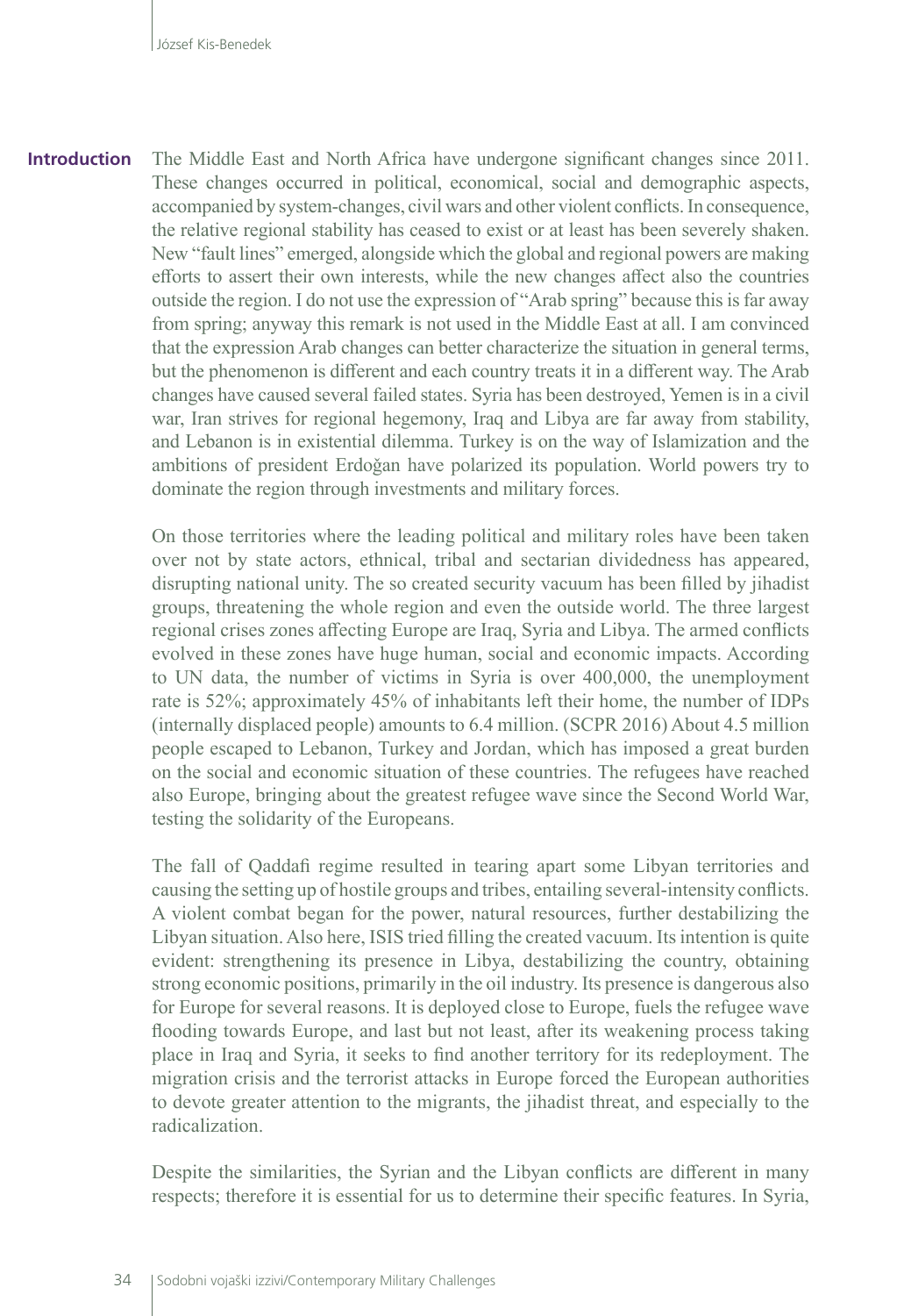## Introduction

The Middle East and North Africa have undergone significant changes since 2011. These changes occurred in political, economical, social and demographic aspects, accompanied by system-changes, civil wars and other violent conflicts. In consequence, the relative regional stability has ceased to exist or at least has been severely shaken. New "fault lines" emerged, alongside which the global and regional powers are making efforts to assert their own interests, while the new changes affect also the countries outside the region. I do not use the expression of "Arab spring" because this is far away from spring; anyway this remark is not used in the Middle East at all. I am convinced that the expression Arab changes can better characterize the situation in general terms, but the phenomenon is different and each country treats it in a different way. The Arab changes have caused several failed states. Syria has been destroyed, Yemen is in a civil war, Iran strives for regional hegemony, Iraq and Libya are far away from stability, and Lebanon is in existential dilemma. Turkey is on the way of Islamization and the ambitions of president Erdoğan have polarized its population. World powers try to dominate the region through investments and military forces.

On those territories where the leading political and military roles have been taken over not by state actors, ethnical, tribal and sectarian dividedness has appeared, disrupting national unity. The so created security vacuum has been filled by jihadist groups, threatening the whole region and even the outside world. The three largest regional crises zones affecting Europe are Iraq, Syria and Libya. The armed conflicts evolved in these zones have huge human, social and economic impacts. According to UN data, the number of victims in Syria is over 400,000, the unemployment rate is 52%; approximately 45% of inhabitants left their home, the number of IDPs (internally displaced people) amounts to 6.4 million. (SCPR 2016) About 4.5 million people escaped to Lebanon, Turkey and Jordan, which has imposed a great burden on the social and economic situation of these countries. The refugees have reached also Europe, bringing about the greatest refugee wave since the Second World War, testing the solidarity of the Europeans.

The fall of Qaddafi regime resulted in tearing apart some Libyan territories and causing the setting up of hostile groups and tribes, entailing several-intensity conflicts. A violent combat began for the power, natural resources, further destabilizing the Libyan situation. Also here, ISIS tried filling the created vacuum. Its intention is quite evident: strengthening its presence in Libya, destabilizing the country, obtaining strong economic positions, primarily in the oil industry. Its presence is dangerous also for Europe for several reasons. It is deployed close to Europe, fuels the refugee wave flooding towards Europe, and last but not least, after its weakening process taking place in Iraq and Syria, it seeks to find another territory for its redeployment. The migration crisis and the terrorist attacks in Europe forced the European authorities to devote greater attention to the migrants, the jihadist threat, and especially to the radicalization.

Despite the similarities, the Syrian and the Libyan conflicts are different in many respects; therefore it is essential for us to determine their specific features. In Syria,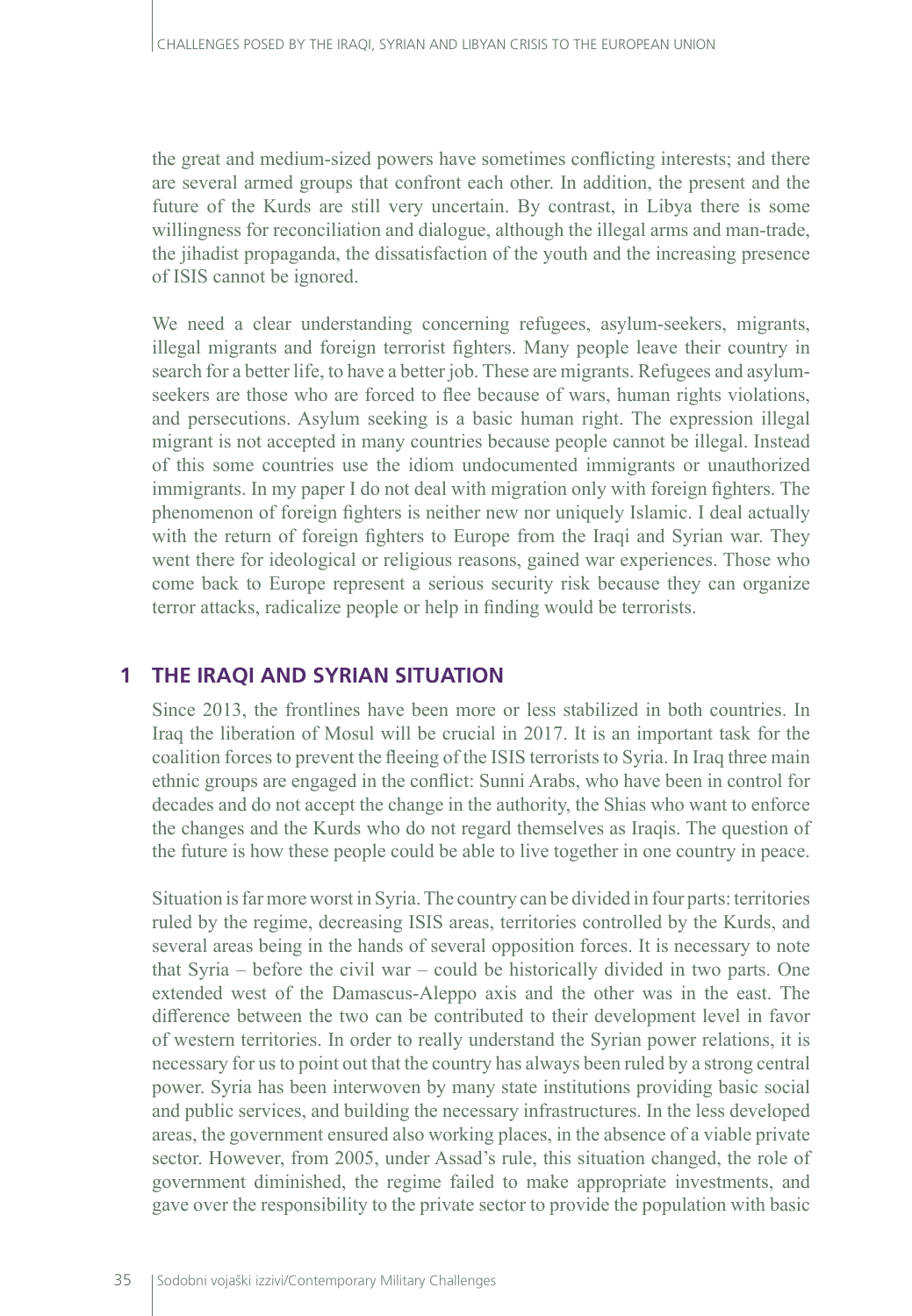the great and medium-sized powers have sometimes conflicting interests; and there are several armed groups that confront each other. In addition, the present and the future of the Kurds are still very uncertain. By contrast, in Libya there is some willingness for reconciliation and dialogue, although the illegal arms and man-trade, the jihadist propaganda, the dissatisfaction of the youth and the increasing presence of ISIS cannot be ignored.

We need a clear understanding concerning refugees, asylum-seekers, migrants, illegal migrants and foreign terrorist fighters. Many people leave their country in search for a better life, to have a better job. These are migrants. Refugees and asylum-seekers are those who are forced to flee because of wars, human rights violations, and persecutions. Asylum seeking is a basic human right. The expression illegal migrant is not accepted in many countries because people cannot be illegal. Instead of this some countries use the idiom undocumented immigrants or unauthorized immigrants. In my paper I do not deal with migration only with foreign fighters. The phenomenon of foreign fighters is neither new nor uniquely Islamic. I deal actually with the return of foreign fighters to Europe from the Iraqi and Syrian war. They went there for ideological or religious reasons, gained war experiences. Those who come back to Europe represent a serious security risk because they can organize terror attacks, radicalize people or help in finding would be terrorists.

## 1 THE IRAQI AND SYRIAN SITUATION

Since 2013, the frontlines have been more or less stabilized in both countries. In Iraq the liberation of Mosul will be crucial in 2017. It is an important task for the coalition forces to prevent the fleeing of the ISIS terrorists to Syria. In Iraq three main ethnic groups are engaged in the conflict: Sunni Arabs, who have been in control for decades and do not accept the change in the authority, the Shias who want to enforce the changes and the Kurds who do not regard themselves as Iraqis. The question of the future is how these people could be able to live together in one country in peace.

Situation is far more worst in Syria. The country can be divided in four parts: territories ruled by the regime, decreasing ISIS areas, territories controlled by the Kurds, and several areas being in the hands of several opposition forces. It is necessary to note that Syria – before the civil war – could be historically divided in two parts. One extended west of the Damascus-Aleppo axis and the other was in the east. The difference between the two can be contributed to their development level in favor of western territories. In order to really understand the Syrian power relations, it is necessary for us to point out that the country has always been ruled by a strong central power. Syria has been interwoven by many state institutions providing basic social and public services, and building the necessary infrastructures. In the less developed areas, the government ensured also working places, in the absence of a viable private sector. However, from 2005, under Assad's rule, this situation changed, the role of government diminished, the regime failed to make appropriate investments, and gave over the responsibility to the private sector to provide the population with basic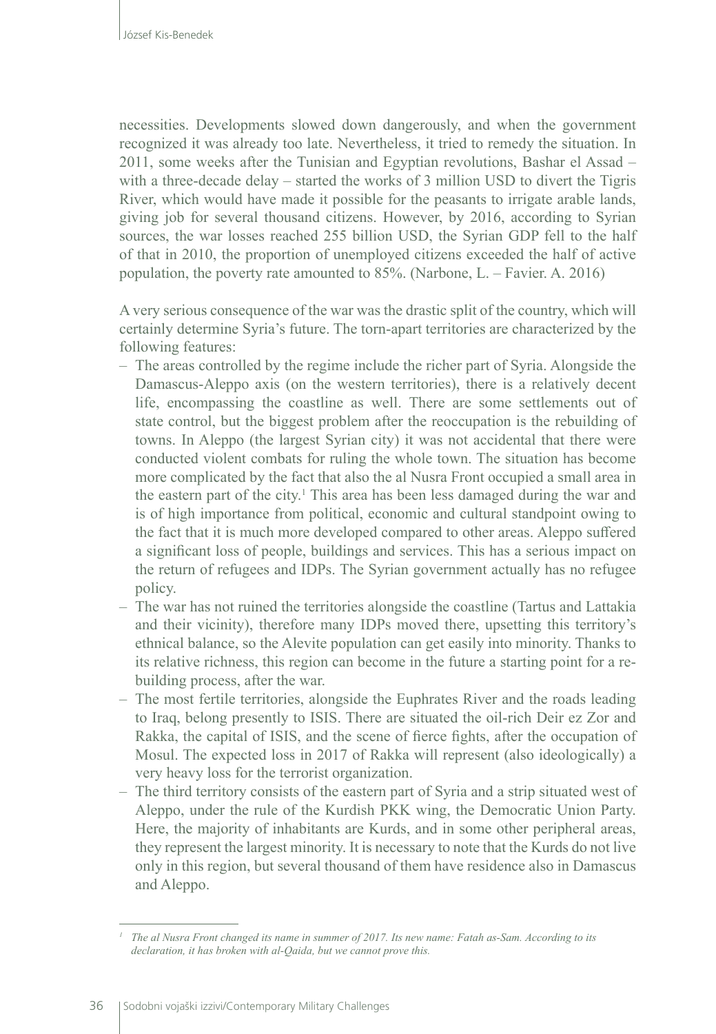necessities. Developments slowed down dangerously, and when the government recognized it was already too late. Nevertheless, it tried to remedy the situation. In 2011, some weeks after the Tunisian and Egyptian revolutions, Bashar el Assad – with a three-decade delay – started the works of 3 million USD to divert the Tigris River, which would have made it possible for the peasants to irrigate arable lands, giving job for several thousand citizens. However, by 2016, according to Syrian sources, the war losses reached 255 billion USD, the Syrian GDP fell to the half of that in 2010, the proportion of unemployed citizens exceeded the half of active population, the poverty rate amounted to 85%. (Narbone, L. – Favier. A. 2016)

A very serious consequence of the war was the drastic split of the country, which will certainly determine Syria's future. The torn-apart territories are characterized by the following features:

- The areas controlled by the regime include the richer part of Syria. Alongside the Damascus-Aleppo axis (on the western territories), there is a relatively decent life, encompassing the coastline as well. There are some settlements out of state control, but the biggest problem after the reoccupation is the rebuilding of towns. In Aleppo (the largest Syrian city) it was not accidental that there were conducted violent combats for ruling the whole town. The situation has become more complicated by the fact that also the al Nusra Front occupied a small area in the eastern part of the city.[1] This area has been less damaged during the war and is of high importance from political, economic and cultural standpoint owing to the fact that it is much more developed compared to other areas. Aleppo suffered a significant loss of people, buildings and services. This has a serious impact on the return of refugees and IDPs. The Syrian government actually has no refugee policy.
- The war has not ruined the territories alongside the coastline (Tartus and Lattakia and their vicinity), therefore many IDPs moved there, upsetting this territory's ethnical balance, so the Alevite population can get easily into minority. Thanks to its relative richness, this region can become in the future a starting point for a re-building process, after the war.
- The most fertile territories, alongside the Euphrates River and the roads leading to Iraq, belong presently to ISIS. There are situated the oil-rich Deir ez Zor and Rakka, the capital of ISIS, and the scene of fierce fights, after the occupation of Mosul. The expected loss in 2017 of Rakka will represent (also ideologically) a very heavy loss for the terrorist organization.
- The third territory consists of the eastern part of Syria and a strip situated west of Aleppo, under the rule of the Kurdish PKK wing, the Democratic Union Party. Here, the majority of inhabitants are Kurds, and in some other peripheral areas, they represent the largest minority. It is necessary to note that the Kurds do not live only in this region, but several thousand of them have residence also in Damascus and Aleppo.

---

[1] *The al Nusra Front changed its name in summer of 2017. Its new name: Fatah as-Sam. According to its declaration, it has broken with al-Qaida, but we cannot prove this.*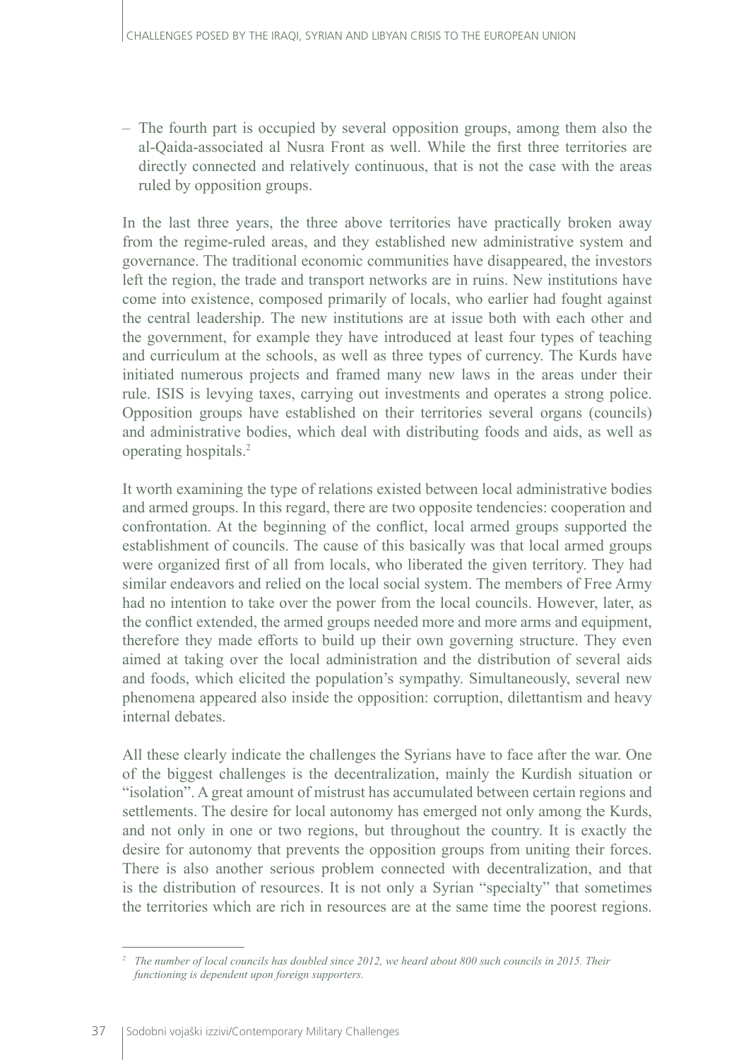– The fourth part is occupied by several opposition groups, among them also the al-Qaida-associated al Nusra Front as well. While the first three territories are directly connected and relatively continuous, that is not the case with the areas ruled by opposition groups.

In the last three years, the three above territories have practically broken away from the regime-ruled areas, and they established new administrative system and governance. The traditional economic communities have disappeared, the investors left the region, the trade and transport networks are in ruins. New institutions have come into existence, composed primarily of locals, who earlier had fought against the central leadership. The new institutions are at issue both with each other and the government, for example they have introduced at least four types of teaching and curriculum at the schools, as well as three types of currency. The Kurds have initiated numerous projects and framed many new laws in the areas under their rule. ISIS is levying taxes, carrying out investments and operates a strong police. Opposition groups have established on their territories several organs (councils) and administrative bodies, which deal with distributing foods and aids, as well as operating hospitals.[2]

It worth examining the type of relations existed between local administrative bodies and armed groups. In this regard, there are two opposite tendencies: cooperation and confrontation. At the beginning of the conflict, local armed groups supported the establishment of councils. The cause of this basically was that local armed groups were organized first of all from locals, who liberated the given territory. They had similar endeavors and relied on the local social system. The members of Free Army had no intention to take over the power from the local councils. However, later, as the conflict extended, the armed groups needed more and more arms and equipment, therefore they made efforts to build up their own governing structure. They even aimed at taking over the local administration and the distribution of several aids and foods, which elicited the population's sympathy. Simultaneously, several new phenomena appeared also inside the opposition: corruption, dilettantism and heavy internal debates.

All these clearly indicate the challenges the Syrians have to face after the war. One of the biggest challenges is the decentralization, mainly the Kurdish situation or "isolation". A great amount of mistrust has accumulated between certain regions and settlements. The desire for local autonomy has emerged not only among the Kurds, and not only in one or two regions, but throughout the country. It is exactly the desire for autonomy that prevents the opposition groups from uniting their forces. There is also another serious problem connected with decentralization, and that is the distribution of resources. It is not only a Syrian "specialty" that sometimes the territories which are rich in resources are at the same time the poorest regions.

[2] *The number of local councils has doubled since 2012, we heard about 800 such councils in 2015. Their functioning is dependent upon foreign supporters.*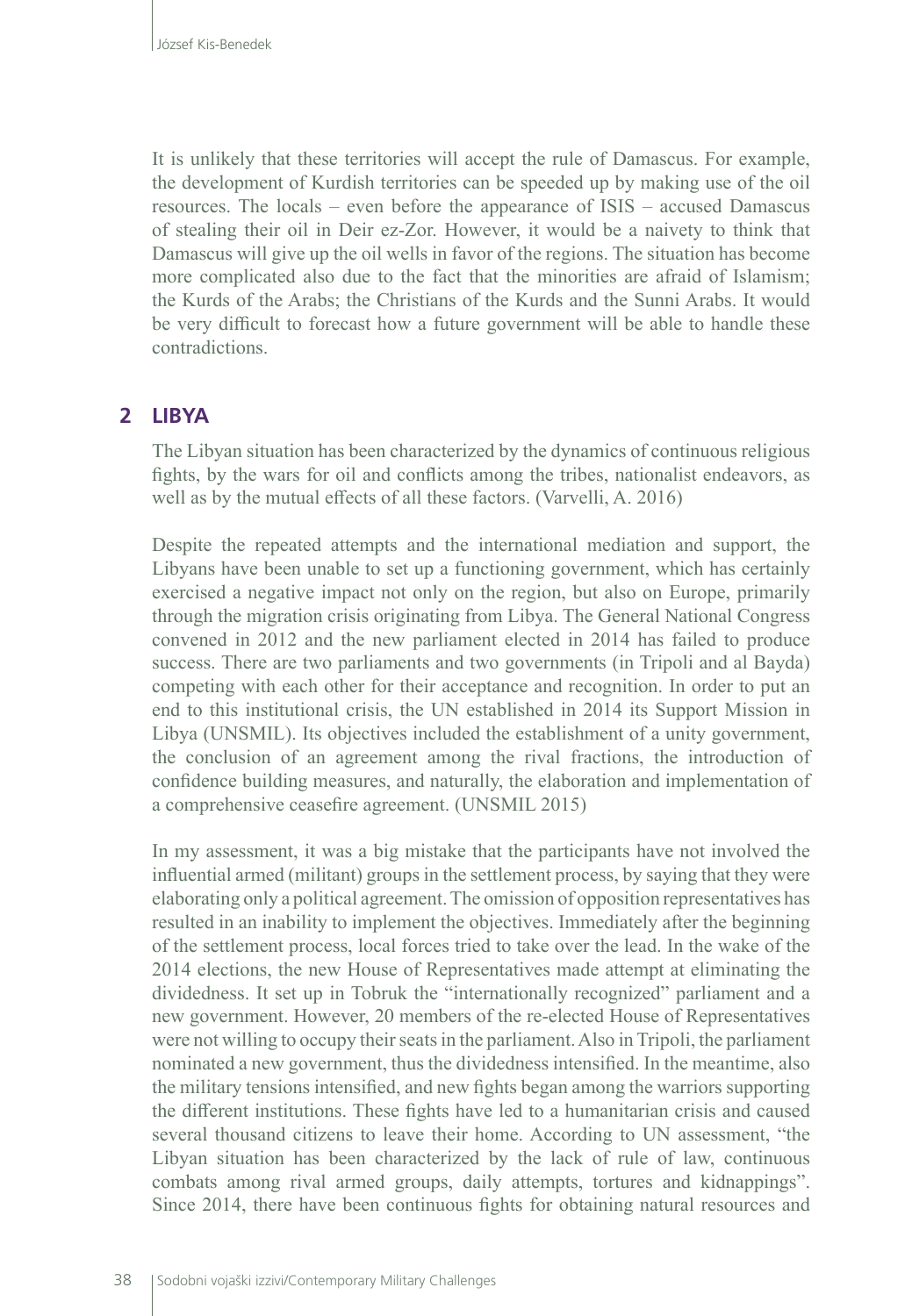It is unlikely that these territories will accept the rule of Damascus. For example, the development of Kurdish territories can be speeded up by making use of the oil resources. The locals – even before the appearance of ISIS – accused Damascus of stealing their oil in Deir ez-Zor. However, it would be a naivety to think that Damascus will give up the oil wells in favor of the regions. The situation has become more complicated also due to the fact that the minorities are afraid of Islamism; the Kurds of the Arabs; the Christians of the Kurds and the Sunni Arabs. It would be very difficult to forecast how a future government will be able to handle these contradictions.

## 2 LIBYA

The Libyan situation has been characterized by the dynamics of continuous religious fights, by the wars for oil and conflicts among the tribes, nationalist endeavors, as well as by the mutual effects of all these factors. (Varvelli, A. 2016)

Despite the repeated attempts and the international mediation and support, the Libyans have been unable to set up a functioning government, which has certainly exercised a negative impact not only on the region, but also on Europe, primarily through the migration crisis originating from Libya. The General National Congress convened in 2012 and the new parliament elected in 2014 has failed to produce success. There are two parliaments and two governments (in Tripoli and al Bayda) competing with each other for their acceptance and recognition. In order to put an end to this institutional crisis, the UN established in 2014 its Support Mission in Libya (UNSMIL). Its objectives included the establishment of a unity government, the conclusion of an agreement among the rival fractions, the introduction of confidence building measures, and naturally, the elaboration and implementation of a comprehensive ceasefire agreement. (UNSMIL 2015)

In my assessment, it was a big mistake that the participants have not involved the influential armed (militant) groups in the settlement process, by saying that they were elaborating only a political agreement. The omission of opposition representatives has resulted in an inability to implement the objectives. Immediately after the beginning of the settlement process, local forces tried to take over the lead. In the wake of the 2014 elections, the new House of Representatives made attempt at eliminating the dividedness. It set up in Tobruk the "internationally recognized" parliament and a new government. However, 20 members of the re-elected House of Representatives were not willing to occupy their seats in the parliament. Also in Tripoli, the parliament nominated a new government, thus the dividedness intensified. In the meantime, also the military tensions intensified, and new fights began among the warriors supporting the different institutions. These fights have led to a humanitarian crisis and caused several thousand citizens to leave their home. According to UN assessment, "the Libyan situation has been characterized by the lack of rule of law, continuous combats among rival armed groups, daily attempts, tortures and kidnappings". Since 2014, there have been continuous fights for obtaining natural resources and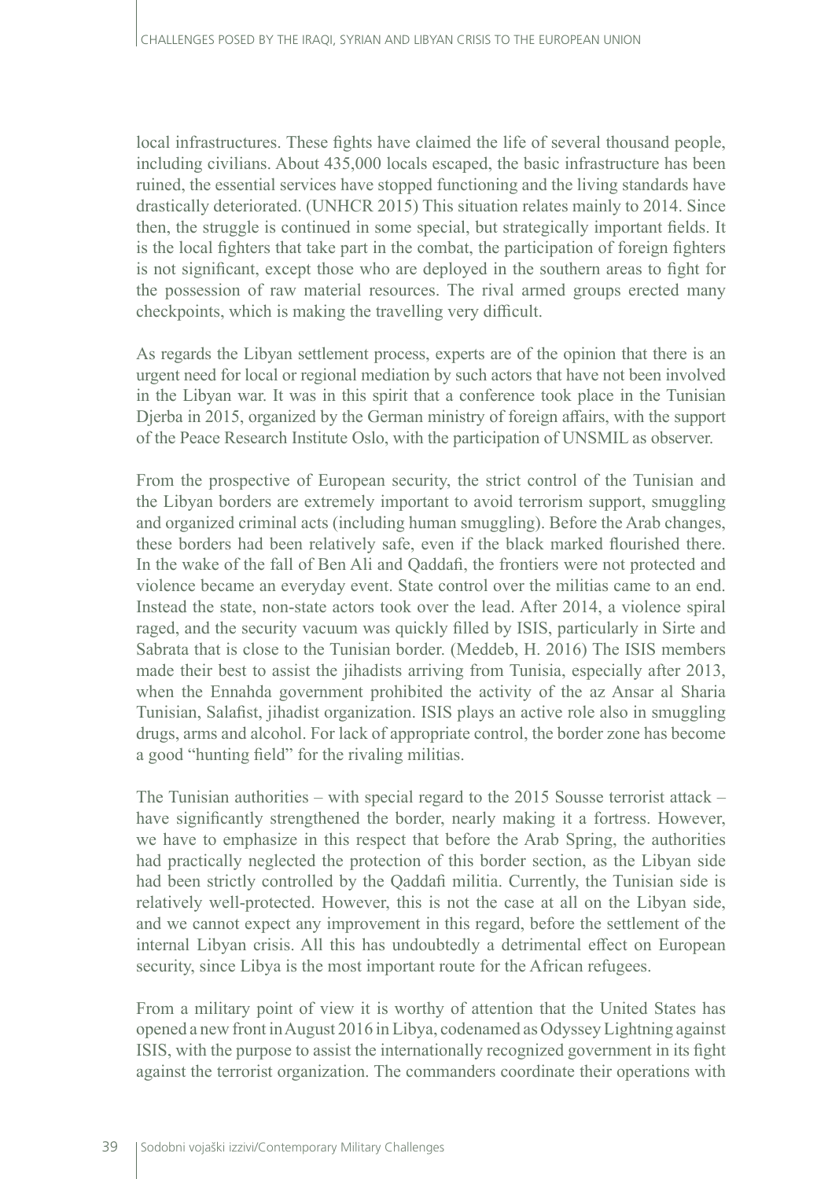local infrastructures. These fights have claimed the life of several thousand people, including civilians. About 435,000 locals escaped, the basic infrastructure has been ruined, the essential services have stopped functioning and the living standards have drastically deteriorated. (UNHCR 2015) This situation relates mainly to 2014. Since then, the struggle is continued in some special, but strategically important fields. It is the local fighters that take part in the combat, the participation of foreign fighters is not significant, except those who are deployed in the southern areas to fight for the possession of raw material resources. The rival armed groups erected many checkpoints, which is making the travelling very difficult.

As regards the Libyan settlement process, experts are of the opinion that there is an urgent need for local or regional mediation by such actors that have not been involved in the Libyan war. It was in this spirit that a conference took place in the Tunisian Djerba in 2015, organized by the German ministry of foreign affairs, with the support of the Peace Research Institute Oslo, with the participation of UNSMIL as observer.

From the prospective of European security, the strict control of the Tunisian and the Libyan borders are extremely important to avoid terrorism support, smuggling and organized criminal acts (including human smuggling). Before the Arab changes, these borders had been relatively safe, even if the black marked flourished there. In the wake of the fall of Ben Ali and Qaddafi, the frontiers were not protected and violence became an everyday event. State control over the militias came to an end. Instead the state, non-state actors took over the lead. After 2014, a violence spiral raged, and the security vacuum was quickly filled by ISIS, particularly in Sirte and Sabrata that is close to the Tunisian border. (Meddeb, H. 2016) The ISIS members made their best to assist the jihadists arriving from Tunisia, especially after 2013, when the Ennahda government prohibited the activity of the az Ansar al Sharia Tunisian, Salafist, jihadist organization. ISIS plays an active role also in smuggling drugs, arms and alcohol. For lack of appropriate control, the border zone has become a good "hunting field" for the rivaling militias.

The Tunisian authorities – with special regard to the 2015 Sousse terrorist attack – have significantly strengthened the border, nearly making it a fortress. However, we have to emphasize in this respect that before the Arab Spring, the authorities had practically neglected the protection of this border section, as the Libyan side had been strictly controlled by the Qaddafi militia. Currently, the Tunisian side is relatively well-protected. However, this is not the case at all on the Libyan side, and we cannot expect any improvement in this regard, before the settlement of the internal Libyan crisis. All this has undoubtedly a detrimental effect on European security, since Libya is the most important route for the African refugees.

From a military point of view it is worthy of attention that the United States has opened a new front in August 2016 in Libya, codenamed as Odyssey Lightning against ISIS, with the purpose to assist the internationally recognized government in its fight against the terrorist organization. The commanders coordinate their operations with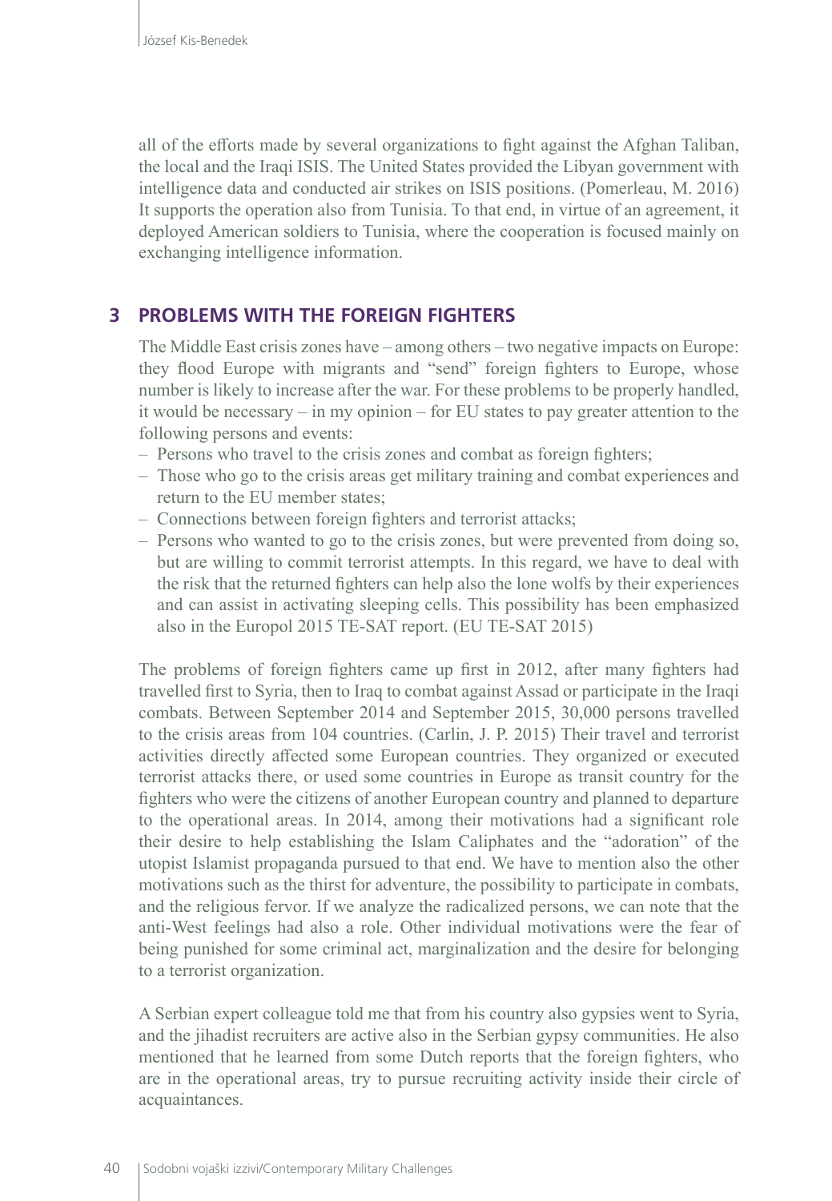all of the efforts made by several organizations to fight against the Afghan Taliban, the local and the Iraqi ISIS. The United States provided the Libyan government with intelligence data and conducted air strikes on ISIS positions. (Pomerleau, M. 2016) It supports the operation also from Tunisia. To that end, in virtue of an agreement, it deployed American soldiers to Tunisia, where the cooperation is focused mainly on exchanging intelligence information.

## 3 PROBLEMS WITH THE FOREIGN FIGHTERS

The Middle East crisis zones have – among others – two negative impacts on Europe: they flood Europe with migrants and "send" foreign fighters to Europe, whose number is likely to increase after the war. For these problems to be properly handled, it would be necessary – in my opinion – for EU states to pay greater attention to the following persons and events:

- Persons who travel to the crisis zones and combat as foreign fighters;
- Those who go to the crisis areas get military training and combat experiences and return to the EU member states;
- Connections between foreign fighters and terrorist attacks;
- Persons who wanted to go to the crisis zones, but were prevented from doing so, but are willing to commit terrorist attempts. In this regard, we have to deal with the risk that the returned fighters can help also the lone wolfs by their experiences and can assist in activating sleeping cells. This possibility has been emphasized also in the Europol 2015 TE-SAT report. (EU TE-SAT 2015)

The problems of foreign fighters came up first in 2012, after many fighters had travelled first to Syria, then to Iraq to combat against Assad or participate in the Iraqi combats. Between September 2014 and September 2015, 30,000 persons travelled to the crisis areas from 104 countries. (Carlin, J. P. 2015) Their travel and terrorist activities directly affected some European countries. They organized or executed terrorist attacks there, or used some countries in Europe as transit country for the fighters who were the citizens of another European country and planned to departure to the operational areas. In 2014, among their motivations had a significant role their desire to help establishing the Islam Caliphates and the "adoration" of the utopist Islamist propaganda pursued to that end. We have to mention also the other motivations such as the thirst for adventure, the possibility to participate in combats, and the religious fervor. If we analyze the radicalized persons, we can note that the anti-West feelings had also a role. Other individual motivations were the fear of being punished for some criminal act, marginalization and the desire for belonging to a terrorist organization.

A Serbian expert colleague told me that from his country also gypsies went to Syria, and the jihadist recruiters are active also in the Serbian gypsy communities. He also mentioned that he learned from some Dutch reports that the foreign fighters, who are in the operational areas, try to pursue recruiting activity inside their circle of acquaintances.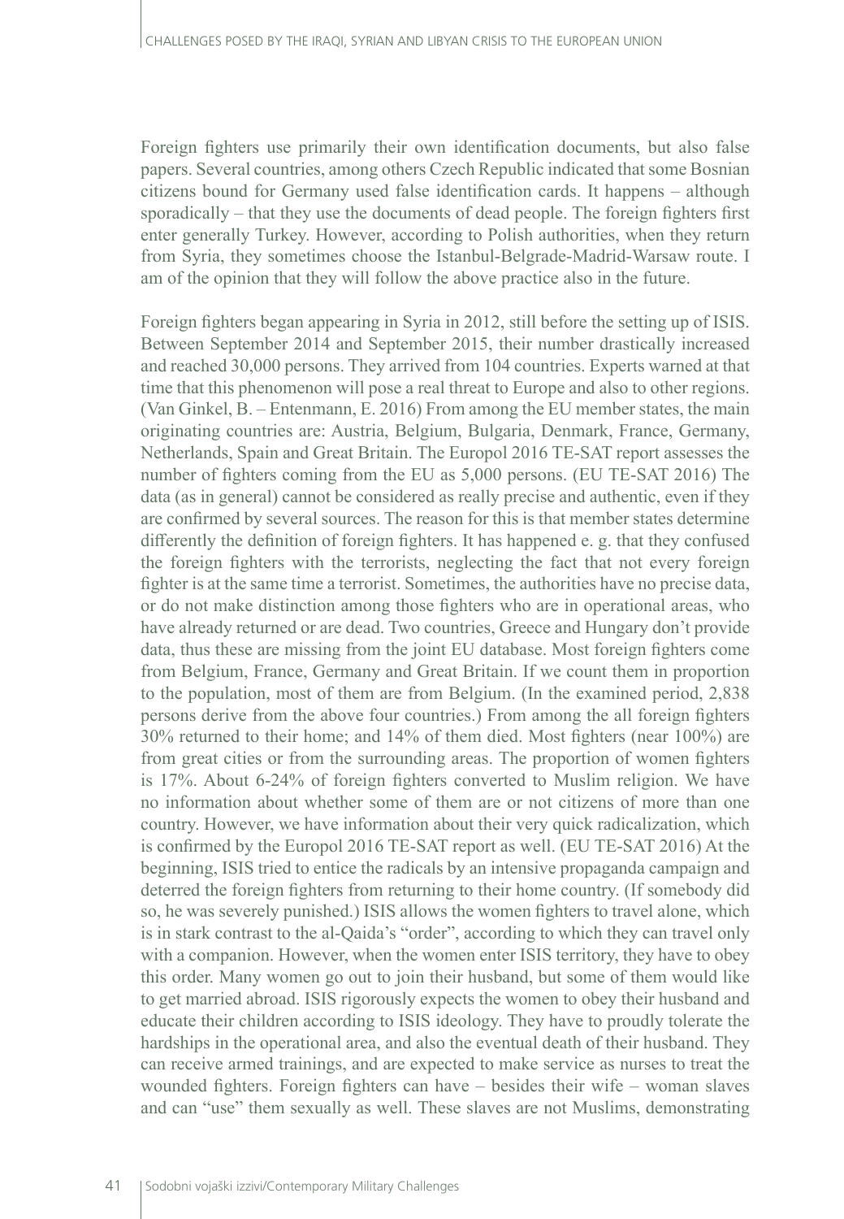Foreign fighters use primarily their own identification documents, but also false papers. Several countries, among others Czech Republic indicated that some Bosnian citizens bound for Germany used false identification cards. It happens – although sporadically – that they use the documents of dead people. The foreign fighters first enter generally Turkey. However, according to Polish authorities, when they return from Syria, they sometimes choose the Istanbul-Belgrade-Madrid-Warsaw route. I am of the opinion that they will follow the above practice also in the future.

Foreign fighters began appearing in Syria in 2012, still before the setting up of ISIS. Between September 2014 and September 2015, their number drastically increased and reached 30,000 persons. They arrived from 104 countries. Experts warned at that time that this phenomenon will pose a real threat to Europe and also to other regions. (Van Ginkel, B. – Entenmann, E. 2016) From among the EU member states, the main originating countries are: Austria, Belgium, Bulgaria, Denmark, France, Germany, Netherlands, Spain and Great Britain. The Europol 2016 TE-SAT report assesses the number of fighters coming from the EU as 5,000 persons. (EU TE-SAT 2016) The data (as in general) cannot be considered as really precise and authentic, even if they are confirmed by several sources. The reason for this is that member states determine differently the definition of foreign fighters. It has happened e. g. that they confused the foreign fighters with the terrorists, neglecting the fact that not every foreign fighter is at the same time a terrorist. Sometimes, the authorities have no precise data, or do not make distinction among those fighters who are in operational areas, who have already returned or are dead. Two countries, Greece and Hungary don't provide data, thus these are missing from the joint EU database. Most foreign fighters come from Belgium, France, Germany and Great Britain. If we count them in proportion to the population, most of them are from Belgium. (In the examined period, 2,838 persons derive from the above four countries.) From among the all foreign fighters 30% returned to their home; and 14% of them died. Most fighters (near 100%) are from great cities or from the surrounding areas. The proportion of women fighters is 17%. About 6-24% of foreign fighters converted to Muslim religion. We have no information about whether some of them are or not citizens of more than one country. However, we have information about their very quick radicalization, which is confirmed by the Europol 2016 TE-SAT report as well. (EU TE-SAT 2016) At the beginning, ISIS tried to entice the radicals by an intensive propaganda campaign and deterred the foreign fighters from returning to their home country. (If somebody did so, he was severely punished.) ISIS allows the women fighters to travel alone, which is in stark contrast to the al-Qaida's "order", according to which they can travel only with a companion. However, when the women enter ISIS territory, they have to obey this order. Many women go out to join their husband, but some of them would like to get married abroad. ISIS rigorously expects the women to obey their husband and educate their children according to ISIS ideology. They have to proudly tolerate the hardships in the operational area, and also the eventual death of their husband. They can receive armed trainings, and are expected to make service as nurses to treat the wounded fighters. Foreign fighters can have – besides their wife – woman slaves and can "use" them sexually as well. These slaves are not Muslims, demonstrating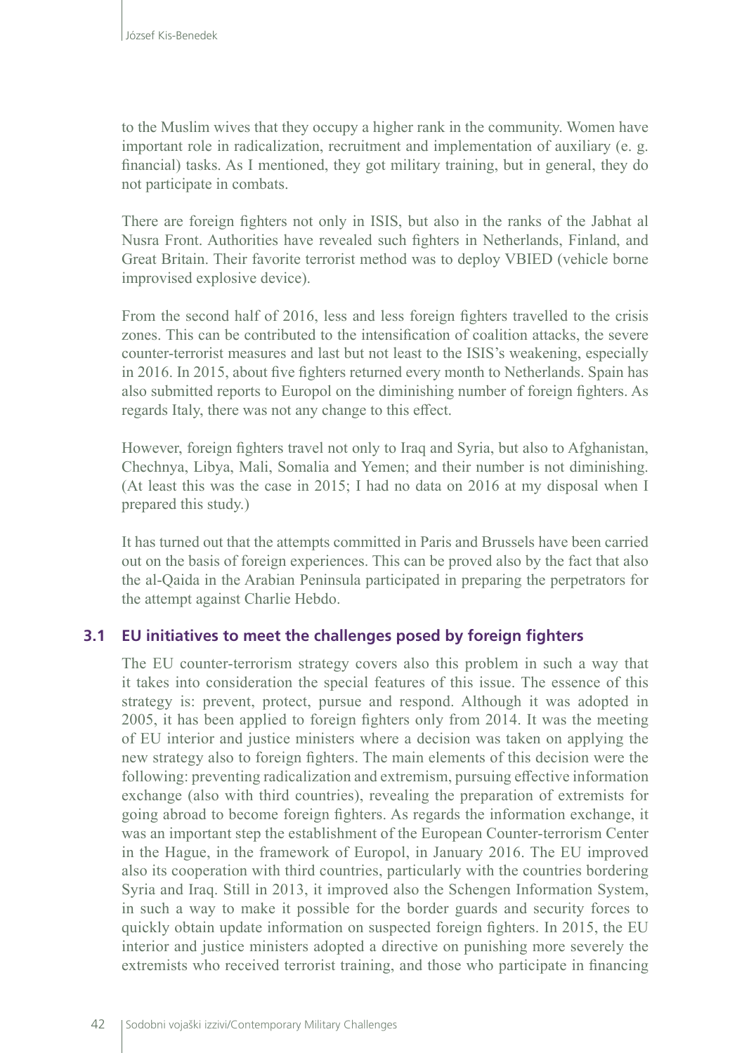to the Muslim wives that they occupy a higher rank in the community. Women have important role in radicalization, recruitment and implementation of auxiliary (e. g. financial) tasks. As I mentioned, they got military training, but in general, they do not participate in combats.

There are foreign fighters not only in ISIS, but also in the ranks of the Jabhat al Nusra Front. Authorities have revealed such fighters in Netherlands, Finland, and Great Britain. Their favorite terrorist method was to deploy VBIED (vehicle borne improvised explosive device).

From the second half of 2016, less and less foreign fighters travelled to the crisis zones. This can be contributed to the intensification of coalition attacks, the severe counter-terrorist measures and last but not least to the ISIS's weakening, especially in 2016. In 2015, about five fighters returned every month to Netherlands. Spain has also submitted reports to Europol on the diminishing number of foreign fighters. As regards Italy, there was not any change to this effect.

However, foreign fighters travel not only to Iraq and Syria, but also to Afghanistan, Chechnya, Libya, Mali, Somalia and Yemen; and their number is not diminishing. (At least this was the case in 2015; I had no data on 2016 at my disposal when I prepared this study.)

It has turned out that the attempts committed in Paris and Brussels have been carried out on the basis of foreign experiences. This can be proved also by the fact that also the al-Qaida in the Arabian Peninsula participated in preparing the perpetrators for the attempt against Charlie Hebdo.

## 3.1 EU initiatives to meet the challenges posed by foreign fighters

The EU counter-terrorism strategy covers also this problem in such a way that it takes into consideration the special features of this issue. The essence of this strategy is: prevent, protect, pursue and respond. Although it was adopted in 2005, it has been applied to foreign fighters only from 2014. It was the meeting of EU interior and justice ministers where a decision was taken on applying the new strategy also to foreign fighters. The main elements of this decision were the following: preventing radicalization and extremism, pursuing effective information exchange (also with third countries), revealing the preparation of extremists for going abroad to become foreign fighters. As regards the information exchange, it was an important step the establishment of the European Counter-terrorism Center in the Hague, in the framework of Europol, in January 2016. The EU improved also its cooperation with third countries, particularly with the countries bordering Syria and Iraq. Still in 2013, it improved also the Schengen Information System, in such a way to make it possible for the border guards and security forces to quickly obtain update information on suspected foreign fighters. In 2015, the EU interior and justice ministers adopted a directive on punishing more severely the extremists who received terrorist training, and those who participate in financing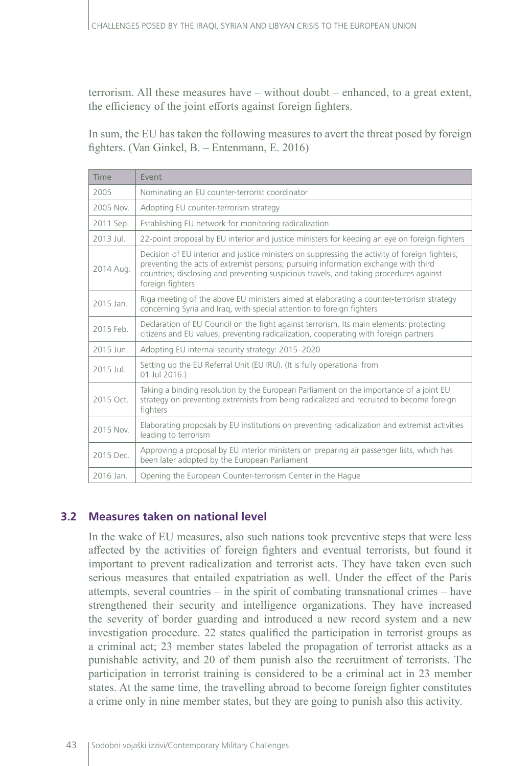terrorism. All these measures have – without doubt – enhanced, to a great extent, the efficiency of the joint efforts against foreign fighters.

In sum, the EU has taken the following measures to avert the threat posed by foreign fighters. (Van Ginkel, B. – Entenmann, E. 2016)

| Time | Event |
| --- | --- |
| 2005 | Nominating an EU counter-terrorist coordinator |
| 2005 Nov. | Adopting EU counter-terrorism strategy |
| 2011 Sep. | Establishing EU network for monitoring radicalization |
| 2013 Jul. | 22-point proposal by EU interior and justice ministers for keeping an eye on foreign fighters |
| 2014 Aug. | Decision of EU interior and justice ministers on suppressing the activity of foreign fighters; preventing the acts of extremist persons; pursuing information exchange with third countries; disclosing and preventing suspicious travels, and taking procedures against foreign fighters |
| 2015 Jan. | Riga meeting of the above EU ministers aimed at elaborating a counter-terrorism strategy concerning Syria and Iraq, with special attention to foreign fighters |
| 2015 Feb. | Declaration of EU Council on the fight against terrorism. Its main elements: protecting citizens and EU values, preventing radicalization, cooperating with foreign partners |
| 2015 Jun. | Adopting EU internal security strategy: 2015–2020 |
| 2015 Jul. | Setting up the EU Referral Unit (EU IRU). (It is fully operational from 01 Jul 2016.) |
| 2015 Oct. | Taking a binding resolution by the European Parliament on the importance of a joint EU strategy on preventing extremists from being radicalized and recruited to become foreign fighters |
| 2015 Nov. | Elaborating proposals by EU institutions on preventing radicalization and extremist activities leading to terrorism |
| 2015 Dec. | Approving a proposal by EU interior ministers on preparing air passenger lists, which has been later adopted by the European Parliament |
| 2016 Jan. | Opening the European Counter-terrorism Center in the Hague |

## 3.2 Measures taken on national level

In the wake of EU measures, also such nations took preventive steps that were less affected by the activities of foreign fighters and eventual terrorists, but found it important to prevent radicalization and terrorist acts. They have taken even such serious measures that entailed expatriation as well. Under the effect of the Paris attempts, several countries – in the spirit of combating transnational crimes – have strengthened their security and intelligence organizations. They have increased the severity of border guarding and introduced a new record system and a new investigation procedure. 22 states qualified the participation in terrorist groups as a criminal act; 23 member states labeled the propagation of terrorist attacks as a punishable activity, and 20 of them punish also the recruitment of terrorists. The participation in terrorist training is considered to be a criminal act in 23 member states. At the same time, the travelling abroad to become foreign fighter constitutes a crime only in nine member states, but they are going to punish also this activity.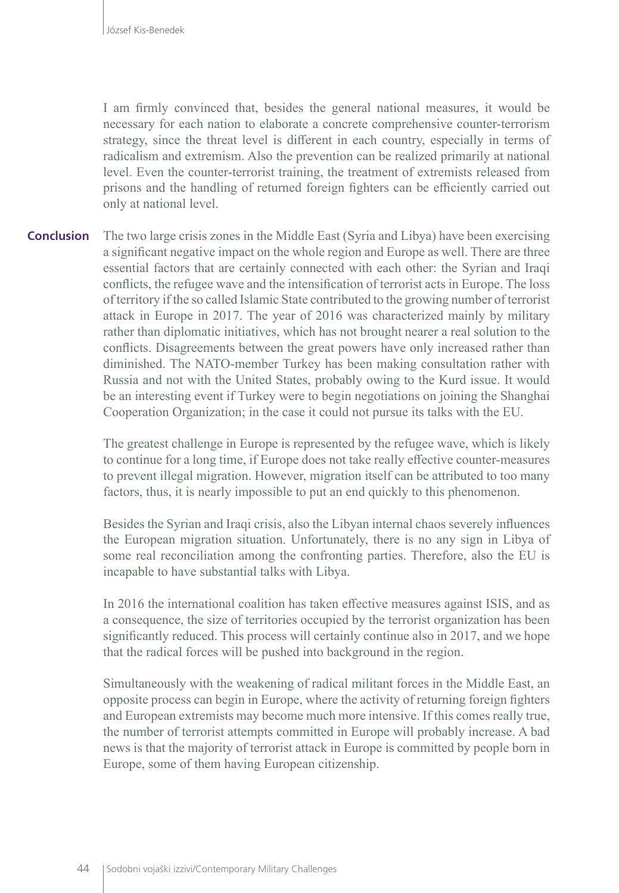I am firmly convinced that, besides the general national measures, it would be necessary for each nation to elaborate a concrete comprehensive counter-terrorism strategy, since the threat level is different in each country, especially in terms of radicalism and extremism. Also the prevention can be realized primarily at national level. Even the counter-terrorist training, the treatment of extremists released from prisons and the handling of returned foreign fighters can be efficiently carried out only at national level.

## Conclusion

The two large crisis zones in the Middle East (Syria and Libya) have been exercising a significant negative impact on the whole region and Europe as well. There are three essential factors that are certainly connected with each other: the Syrian and Iraqi conflicts, the refugee wave and the intensification of terrorist acts in Europe. The loss of territory if the so called Islamic State contributed to the growing number of terrorist attack in Europe in 2017. The year of 2016 was characterized mainly by military rather than diplomatic initiatives, which has not brought nearer a real solution to the conflicts. Disagreements between the great powers have only increased rather than diminished. The NATO-member Turkey has been making consultation rather with Russia and not with the United States, probably owing to the Kurd issue. It would be an interesting event if Turkey were to begin negotiations on joining the Shanghai Cooperation Organization; in the case it could not pursue its talks with the EU.

The greatest challenge in Europe is represented by the refugee wave, which is likely to continue for a long time, if Europe does not take really effective counter-measures to prevent illegal migration. However, migration itself can be attributed to too many factors, thus, it is nearly impossible to put an end quickly to this phenomenon.

Besides the Syrian and Iraqi crisis, also the Libyan internal chaos severely influences the European migration situation. Unfortunately, there is no any sign in Libya of some real reconciliation among the confronting parties. Therefore, also the EU is incapable to have substantial talks with Libya.

In 2016 the international coalition has taken effective measures against ISIS, and as a consequence, the size of territories occupied by the terrorist organization has been significantly reduced. This process will certainly continue also in 2017, and we hope that the radical forces will be pushed into background in the region.

Simultaneously with the weakening of radical militant forces in the Middle East, an opposite process can begin in Europe, where the activity of returning foreign fighters and European extremists may become much more intensive. If this comes really true, the number of terrorist attempts committed in Europe will probably increase. A bad news is that the majority of terrorist attack in Europe is committed by people born in Europe, some of them having European citizenship.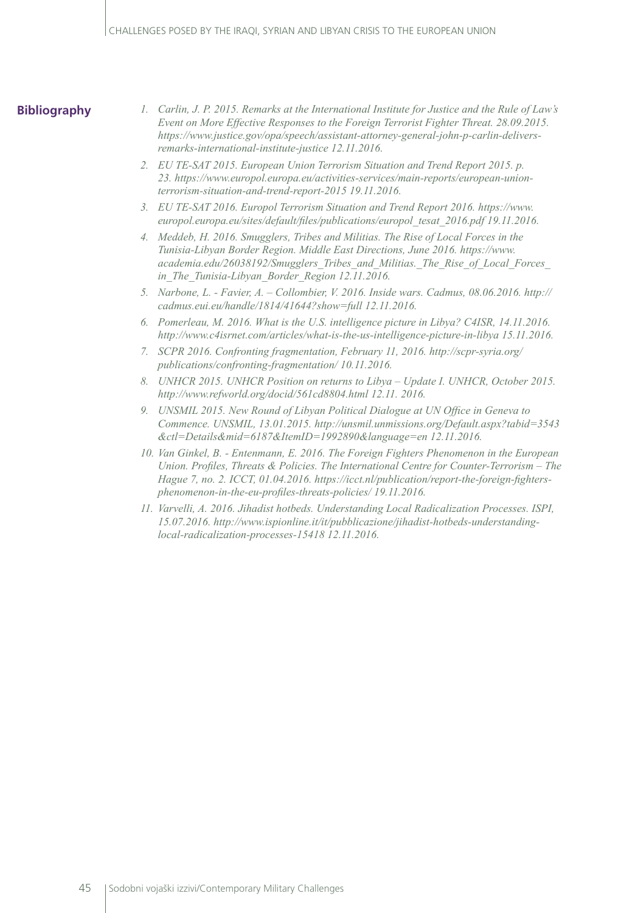## Bibliography

1. *Carlin, J. P. 2015. Remarks at the International Institute for Justice and the Rule of Law's Event on More Effective Responses to the Foreign Terrorist Fighter Threat. 28.09.2015. https://www.justice.gov/opa/speech/assistant-attorney-general-john-p-carlin-delivers-remarks-international-institute-justice 12.11.2016.*
2. *EU TE-SAT 2015. European Union Terrorism Situation and Trend Report 2015. p. 23. https://www.europol.europa.eu/activities-services/main-reports/european-union-terrorism-situation-and-trend-report-2015 19.11.2016.*
3. *EU TE-SAT 2016. Europol Terrorism Situation and Trend Report 2016. https://www.europol.europa.eu/sites/default/files/publications/europol_tesat_2016.pdf 19.11.2016.*
4. *Meddeb, H. 2016. Smugglers, Tribes and Militias. The Rise of Local Forces in the Tunisia-Libyan Border Region. Middle East Directions, June 2016. https://www.academia.edu/26038192/Smugglers_Tribes_and_Militias._The_Rise_of_Local_Forces_in_The_Tunisia-Libyan_Border_Region 12.11.2016.*
5. *Narbone, L. - Favier, A. – Collombier, V. 2016. Inside wars. Cadmus, 08.06.2016. http://cadmus.eui.eu/handle/1814/41644?show=full 12.11.2016.*
6. *Pomerleau, M. 2016. What is the U.S. intelligence picture in Libya? C4ISR, 14.11.2016. http://www.c4isrnet.com/articles/what-is-the-us-intelligence-picture-in-libya 15.11.2016.*
7. *SCPR 2016. Confronting fragmentation, February 11, 2016. http://scpr-syria.org/publications/confronting-fragmentation/ 10.11.2016.*
8. *UNHCR 2015. UNHCR Position on returns to Libya – Update I. UNHCR, October 2015. http://www.refworld.org/docid/561cd8804.html 12.11. 2016.*
9. *UNSMIL 2015. New Round of Libyan Political Dialogue at UN Office in Geneva to Commence. UNSMIL, 13.01.2015. http://unsmil.unmissions.org/Default.aspx?tabid=3543&ctl=Details&mid=6187&ItemID=1992890&language=en 12.11.2016.*
10. *Van Ginkel, B. - Entenmann, E. 2016. The Foreign Fighters Phenomenon in the European Union. Profiles, Threats & Policies. The International Centre for Counter-Terrorism – The Hague 7, no. 2. ICCT, 01.04.2016. https://icct.nl/publication/report-the-foreign-fighters-phenomenon-in-the-eu-profiles-threats-policies/ 19.11.2016.*
11. *Varvelli, A. 2016. Jihadist hotbeds. Understanding Local Radicalization Processes. ISPI, 15.07.2016. http://www.ispionline.it/it/pubblicazione/jihadist-hotbeds-understanding-local-radicalization-processes-15418 12.11.2016.*